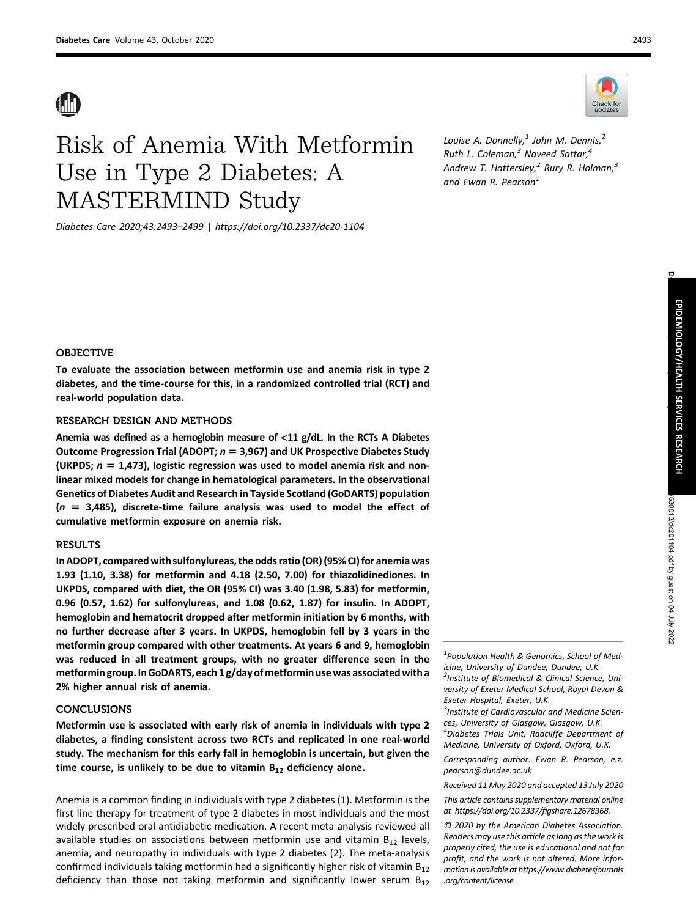# Risk of Anemia With Metformin Use in Type 2 Diabetes: A MASTERMIND Study

*Diabetes Care 2020;43:2493–2499 | https://doi.org/10.2337/dc20-1104*

*Louise A. Donnelly,[1] John M. Dennis,[2] Ruth L. Coleman,[3] Naveed Sattar,[4] Andrew T. Hattersley,[2] Rury R. Holman,[3] and Ewan R. Pearson[1]*

## OBJECTIVE

**To evaluate the association between metformin use and anemia risk in type 2 diabetes, and the time-course for this, in a randomized controlled trial (RCT) and real-world population data.**

## RESEARCH DESIGN AND METHODS

**Anemia was defined as a hemoglobin measure of <11 g/dL. In the RCTs A Diabetes Outcome Progression Trial (ADOPT; $n = 3,967$) and UK Prospective Diabetes Study (UKPDS; $n = 1,473$), logistic regression was used to model anemia risk and nonlinear mixed models for change in hematological parameters. In the observational Genetics of Diabetes Audit and Research in Tayside Scotland (GoDARTS) population ($n = 3,485$), discrete-time failure analysis was used to model the effect of cumulative metformin exposure on anemia risk.**

## RESULTS

**In ADOPT, compared with sulfonylureas, the odds ratio (OR) (95% CI) for anemia was 1.93 (1.10, 3.38) for metformin and 4.18 (2.50, 7.00) for thiazolidinediones. In UKPDS, compared with diet, the OR (95% CI) was 3.40 (1.98, 5.83) for metformin, 0.96 (0.57, 1.62) for sulfonylureas, and 1.08 (0.62, 1.87) for insulin. In ADOPT, hemoglobin and hematocrit dropped after metformin initiation by 6 months, with no further decrease after 3 years. In UKPDS, hemoglobin fell by 3 years in the metformin group compared with other treatments. At years 6 and 9, hemoglobin was reduced in all treatment groups, with no greater difference seen in the metformin group. In GoDARTS, each 1 g/day of metformin use was associated with a 2% higher annual risk of anemia.**

## CONCLUSIONS

**Metformin use is associated with early risk of anemia in individuals with type 2 diabetes, a finding consistent across two RCTs and replicated in one real-world study. The mechanism for this early fall in hemoglobin is uncertain, but given the time course, is unlikely to be due to vitamin $B_{12}$ deficiency alone.**

Anemia is a common finding in individuals with type 2 diabetes (1). Metformin is the first-line therapy for treatment of type 2 diabetes in most individuals and the most widely prescribed oral antidiabetic medication. A recent meta-analysis reviewed all available studies on associations between metformin use and vitamin $B_{12}$ levels, anemia, and neuropathy in individuals with type 2 diabetes (2). The meta-analysis confirmed individuals taking metformin had a significantly higher risk of vitamin $B_{12}$ deficiency than those not taking metformin and significantly lower serum $B_{12}$

---

[1] Population Health & Genomics, School of Medicine, University of Dundee, Dundee, U.K.

[2] Institute of Biomedical & Clinical Science, University of Exeter Medical School, Royal Devon & Exeter Hospital, Exeter, U.K.

[3] Institute of Cardiovascular and Medicine Sciences, University of Glasgow, Glasgow, U.K.

[4] Diabetes Trials Unit, Radcliffe Department of Medicine, University of Oxford, Oxford, U.K.

Corresponding author: Ewan R. Pearson, e.z.pearson@dundee.ac.uk

Received 11 May 2020 and accepted 13 July 2020

This article contains supplementary material online at https://doi.org/10.2337/figshare.12678368.

© 2020 by the American Diabetes Association. Readers may use this article as long as the work is properly cited, the use is educational and not for profit, and the work is not altered. More information is available at https://www.diabetesjournals.org/content/license.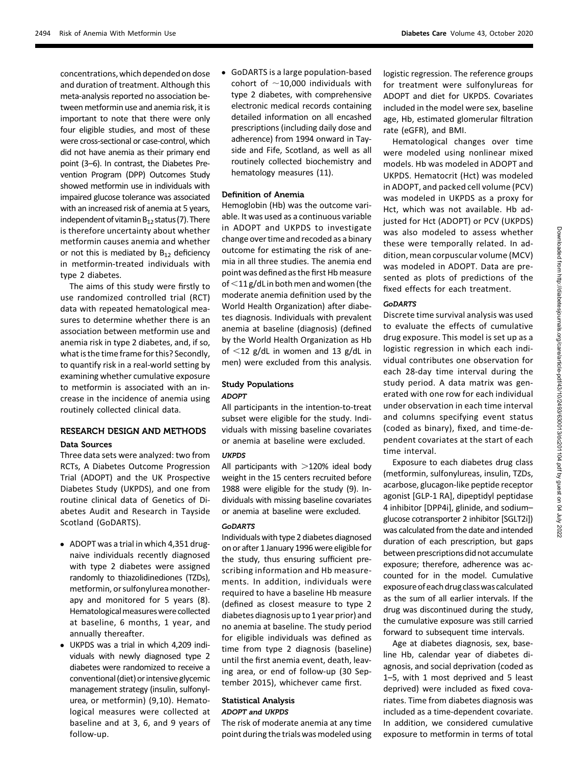concentrations, which depended on dose and duration of treatment. Although this meta-analysis reported no association between metformin use and anemia risk, it is important to note that there were only four eligible studies, and most of these were cross-sectional or case-control, which did not have anemia as their primary end point (3–6). In contrast, the Diabetes Prevention Program (DPP) Outcomes Study showed metformin use in individuals with impaired glucose tolerance was associated with an increased risk of anemia at 5 years, independent of vitamin $B_{12}$ status (7). There is therefore uncertainty about whether metformin causes anemia and whether or not this is mediated by $B_{12}$ deficiency in metformin-treated individuals with type 2 diabetes.

The aims of this study were firstly to use randomized controlled trial (RCT) data with repeated hematological measures to determine whether there is an association between metformin use and anemia risk in type 2 diabetes, and, if so, what is the time frame for this? Secondly, to quantify risk in a real-world setting by examining whether cumulative exposure to metformin is associated with an increase in the incidence of anemia using routinely collected clinical data.

## RESEARCH DESIGN AND METHODS

### Data Sources

Three data sets were analyzed: two from RCTs, A Diabetes Outcome Progression Trial (ADOPT) and the UK Prospective Diabetes Study (UKPDS), and one from routine clinical data of Genetics of Diabetes Audit and Research in Tayside Scotland (GoDARTS).

- ADOPT was a trial in which 4,351 drug-naive individuals recently diagnosed with type 2 diabetes were assigned randomly to thiazolidinediones (TZDs), metformin, or sulfonylurea monotherapy and monitored for 5 years (8). Hematological measures were collected at baseline, 6 months, 1 year, and annually thereafter.
- UKPDS was a trial in which 4,209 individuals with newly diagnosed type 2 diabetes were randomized to receive a conventional (diet) or intensive glycemic management strategy (insulin, sulfonylurea, or metformin) (9,10). Hematological measures were collected at baseline and at 3, 6, and 9 years of follow-up.
- GoDARTS is a large population-based cohort of ~10,000 individuals with type 2 diabetes, with comprehensive electronic medical records containing detailed information on all encashed prescriptions (including daily dose and adherence) from 1994 onward in Tayside and Fife, Scotland, as well as all routinely collected biochemistry and hematology measures (11).

### Definition of Anemia

Hemoglobin (Hb) was the outcome variable. It was used as a continuous variable in ADOPT and UKPDS to investigate change over time and recoded as a binary outcome for estimating the risk of anemia in all three studies. The anemia end point was defined as the first Hb measure of <11 g/dL in both men and women (the moderate anemia definition used by the World Health Organization) after diabetes diagnosis. Individuals with prevalent anemia at baseline (diagnosis) (defined by the World Health Organization as Hb of <12 g/dL in women and 13 g/dL in men) were excluded from this analysis.

### Study Populations

#### *ADOPT*

All participants in the intention-to-treat subset were eligible for the study. Individuals with missing baseline covariates or anemia at baseline were excluded.

#### *UKPDS*

All participants with >120% ideal body weight in the 15 centers recruited before 1988 were eligible for the study (9). Individuals with missing baseline covariates or anemia at baseline were excluded.

#### *GoDARTS*

Individuals with type 2 diabetes diagnosed on or after 1 January 1996 were eligible for the study, thus ensuring sufficient prescribing information and Hb measurements. In addition, individuals were required to have a baseline Hb measure (defined as closest measure to type 2 diabetes diagnosis up to 1 year prior) and no anemia at baseline. The study period for eligible individuals was defined as time from type 2 diagnosis (baseline) until the first anemia event, death, leaving area, or end of follow-up (30 September 2015), whichever came first.

### Statistical Analysis

#### *ADOPT and UKPDS*

The risk of moderate anemia at any time point during the trials was modeled using logistic regression. The reference groups for treatment were sulfonylureas for ADOPT and diet for UKPDS. Covariates included in the model were sex, baseline age, Hb, estimated glomerular filtration rate (eGFR), and BMI.

Hematological changes over time were modeled using nonlinear mixed models. Hb was modeled in ADOPT and UKPDS. Hematocrit (Hct) was modeled in ADOPT, and packed cell volume (PCV) was modeled in UKPDS as a proxy for Hct, which was not available. Hb adjusted for Hct (ADOPT) or PCV (UKPDS) was also modeled to assess whether these were temporally related. In addition, mean corpuscular volume (MCV) was modeled in ADOPT. Data are presented as plots of predictions of the fixed effects for each treatment.

#### *GoDARTS*

Discrete time survival analysis was used to evaluate the effects of cumulative drug exposure. This model is set up as a logistic regression in which each individual contributes one observation for each 28-day time interval during the study period. A data matrix was generated with one row for each individual under observation in each time interval and columns specifying event status (coded as binary), fixed, and time-dependent covariates at the start of each time interval.

Exposure to each diabetes drug class (metformin, sulfonylureas, insulin, TZDs, acarbose, glucagon-like peptide receptor agonist [GLP-1 RA], dipeptidyl peptidase 4 inhibitor [DPP4i], glinide, and sodium–glucose cotransporter 2 inhibitor [SGLT2i]) was calculated from the date and intended duration of each prescription, but gaps between prescriptions did not accumulate exposure; therefore, adherence was accounted for in the model. Cumulative exposure of each drug class was calculated as the sum of all earlier intervals. If the drug was discontinued during the study, the cumulative exposure was still carried forward to subsequent time intervals.

Age at diabetes diagnosis, sex, baseline Hb, calendar year of diabetes diagnosis, and social deprivation (coded as 1–5, with 1 most deprived and 5 least deprived) were included as fixed covariates. Time from diabetes diagnosis was included as a time-dependent covariate. In addition, we considered cumulative exposure to metformin in terms of total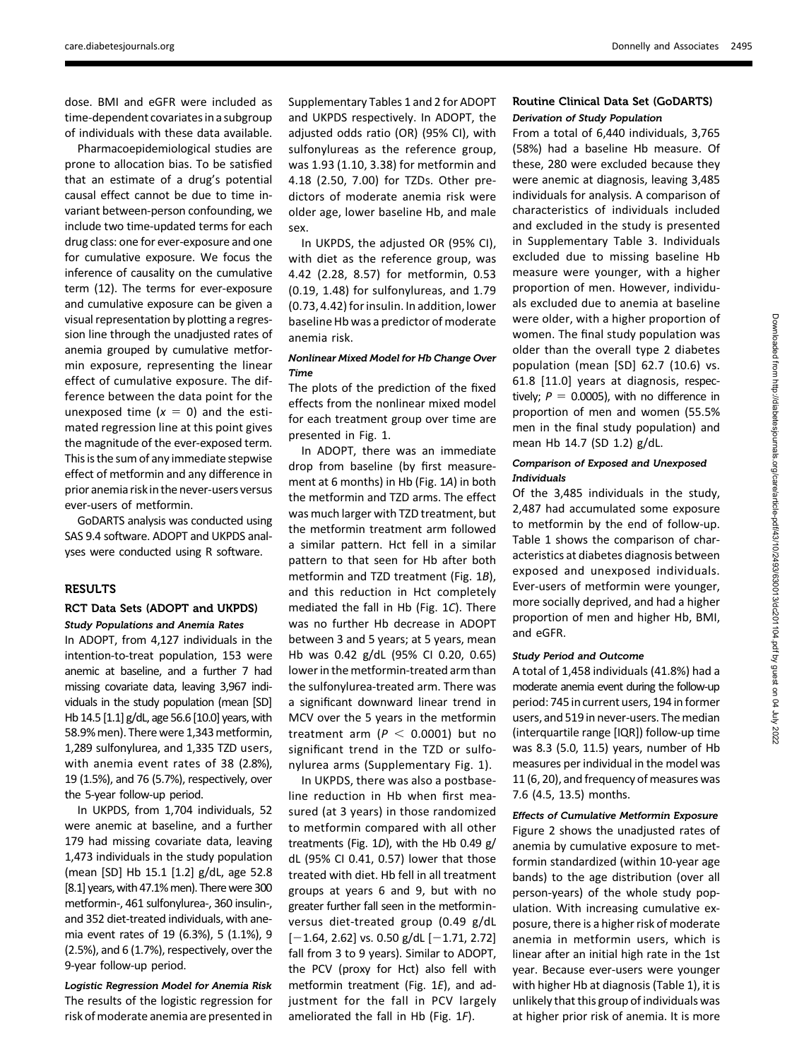dose. BMI and eGFR were included as time-dependent covariates in a subgroup of individuals with these data available.

Pharmacoepidemiological studies are prone to allocation bias. To be satisfied that an estimate of a drug's potential causal effect cannot be due to time invariant between-person confounding, we include two time-updated terms for each drug class: one for ever-exposure and one for cumulative exposure. We focus the inference of causality on the cumulative term (12). The terms for ever-exposure and cumulative exposure can be given a visual representation by plotting a regression line through the unadjusted rates of anemia grouped by cumulative metformin exposure, representing the linear effect of cumulative exposure. The difference between the data point for the unexposed time ($x = 0$) and the estimated regression line at this point gives the magnitude of the ever-exposed term. This is the sum of any immediate stepwise effect of metformin and any difference in prior anemia risk in the never-users versus ever-users of metformin.

GoDARTS analysis was conducted using SAS 9.4 software. ADOPT and UKPDS analyses were conducted using R software.

## RESULTS

### RCT Data Sets (ADOPT and UKPDS)

#### *Study Populations and Anemia Rates*

In ADOPT, from 4,127 individuals in the intention-to-treat population, 153 were anemic at baseline, and a further 7 had missing covariate data, leaving 3,967 individuals in the study population (mean [SD] Hb 14.5 [1.1] g/dL, age 56.6 [10.0] years, with 58.9% men). There were 1,343 metformin, 1,289 sulfonylurea, and 1,335 TZD users, with anemia event rates of 38 (2.8%), 19 (1.5%), and 76 (5.7%), respectively, over the 5-year follow-up period.

In UKPDS, from 1,704 individuals, 52 were anemic at baseline, and a further 179 had missing covariate data, leaving 1,473 individuals in the study population (mean [SD] Hb 15.1 [1.2] g/dL, age 52.8 [8.1] years, with 47.1% men). There were 300 metformin-, 461 sulfonylurea-, 360 insulin-, and 352 diet-treated individuals, with anemia event rates of 19 (6.3%), 5 (1.1%), 9 (2.5%), and 6 (1.7%), respectively, over the 9-year follow-up period.

#### *Logistic Regression Model for Anemia Risk*

The results of the logistic regression for risk of moderate anemia are presented in Supplementary Tables 1 and 2 for ADOPT and UKPDS respectively. In ADOPT, the adjusted odds ratio (OR) (95% CI), with sulfonylureas as the reference group, was 1.93 (1.10, 3.38) for metformin and 4.18 (2.50, 7.00) for TZDs. Other predictors of moderate anemia risk were older age, lower baseline Hb, and male sex.

In UKPDS, the adjusted OR (95% CI), with diet as the reference group, was 4.42 (2.28, 8.57) for metformin, 0.53 (0.19, 1.48) for sulfonylureas, and 1.79 (0.73, 4.42) for insulin. In addition, lower baseline Hb was a predictor of moderate anemia risk.

#### *Nonlinear Mixed Model for Hb Change Over Time*

The plots of the prediction of the fixed effects from the nonlinear mixed model for each treatment group over time are presented in Fig. 1.

In ADOPT, there was an immediate drop from baseline (by first measurement at 6 months) in Hb (Fig. 1*A*) in both the metformin and TZD arms. The effect was much larger with TZD treatment, but the metformin treatment arm followed a similar pattern. Hct fell in a similar pattern to that seen for Hb after both metformin and TZD treatment (Fig. 1*B*), and this reduction in Hct completely mediated the fall in Hb (Fig. 1*C*). There was no further Hb decrease in ADOPT between 3 and 5 years; at 5 years, mean Hb was 0.42 g/dL (95% CI 0.20, 0.65) lower in the metformin-treated arm than the sulfonylurea-treated arm. There was a significant downward linear trend in MCV over the 5 years in the metformin treatment arm ($P < 0.0001$) but no significant trend in the TZD or sulfonylurea arms (Supplementary Fig. 1).

In UKPDS, there was also a postbaseline reduction in Hb when first measured (at 3 years) in those randomized to metformin compared with all other treatments (Fig. 1*D*), with the Hb 0.49 g/dL (95% CI 0.41, 0.57) lower that those treated with diet. Hb fell in all treatment groups at years 6 and 9, but with no greater further fall seen in the metformin- versus diet-treated group (0.49 g/dL [−1.64, 2.62] vs. 0.50 g/dL [−1.71, 2.72] fall from 3 to 9 years). Similar to ADOPT, the PCV (proxy for Hct) also fell with metformin treatment (Fig. 1*E*), and adjustment for the fall in PCV largely ameliorated the fall in Hb (Fig. 1*F*).

### Routine Clinical Data Set (GoDARTS)

#### *Derivation of Study Population*

From a total of 6,440 individuals, 3,765 (58%) had a baseline Hb measure. Of these, 280 were excluded because they were anemic at diagnosis, leaving 3,485 individuals for analysis. A comparison of characteristics of individuals included and excluded in the study is presented in Supplementary Table 3. Individuals excluded due to missing baseline Hb measure were younger, with a higher proportion of men. However, individuals excluded due to anemia at baseline were older, with a higher proportion of women. The final study population was older than the overall type 2 diabetes population (mean [SD] 62.7 (10.6) vs. 61.8 [11.0] years at diagnosis, respectively; $P = 0.0005$), with no difference in proportion of men and women (55.5% men in the final study population) and mean Hb 14.7 (SD 1.2) g/dL.

#### *Comparison of Exposed and Unexposed Individuals*

Of the 3,485 individuals in the study, 2,487 had accumulated some exposure to metformin by the end of follow-up. Table 1 shows the comparison of characteristics at diabetes diagnosis between exposed and unexposed individuals. Ever-users of metformin were younger, more socially deprived, and had a higher proportion of men and higher Hb, BMI, and eGFR.

#### *Study Period and Outcome*

A total of 1,458 individuals (41.8%) had a moderate anemia event during the follow-up period: 745 in current users, 194 in former users, and 519 in never-users. The median (interquartile range [IQR]) follow-up time was 8.3 (5.0, 11.5) years, number of Hb measures per individual in the model was 11 (6, 20), and frequency of measures was 7.6 (4.5, 13.5) months.

#### *Effects of Cumulative Metformin Exposure*

Figure 2 shows the unadjusted rates of anemia by cumulative exposure to metformin standardized (within 10-year age bands) to the age distribution (over all person-years) of the whole study population. With increasing cumulative exposure, there is a higher risk of moderate anemia in metformin users, which is linear after an initial high rate in the 1st year. Because ever-users were younger with higher Hb at diagnosis (Table 1), it is unlikely that this group of individuals was at higher prior risk of anemia. It is more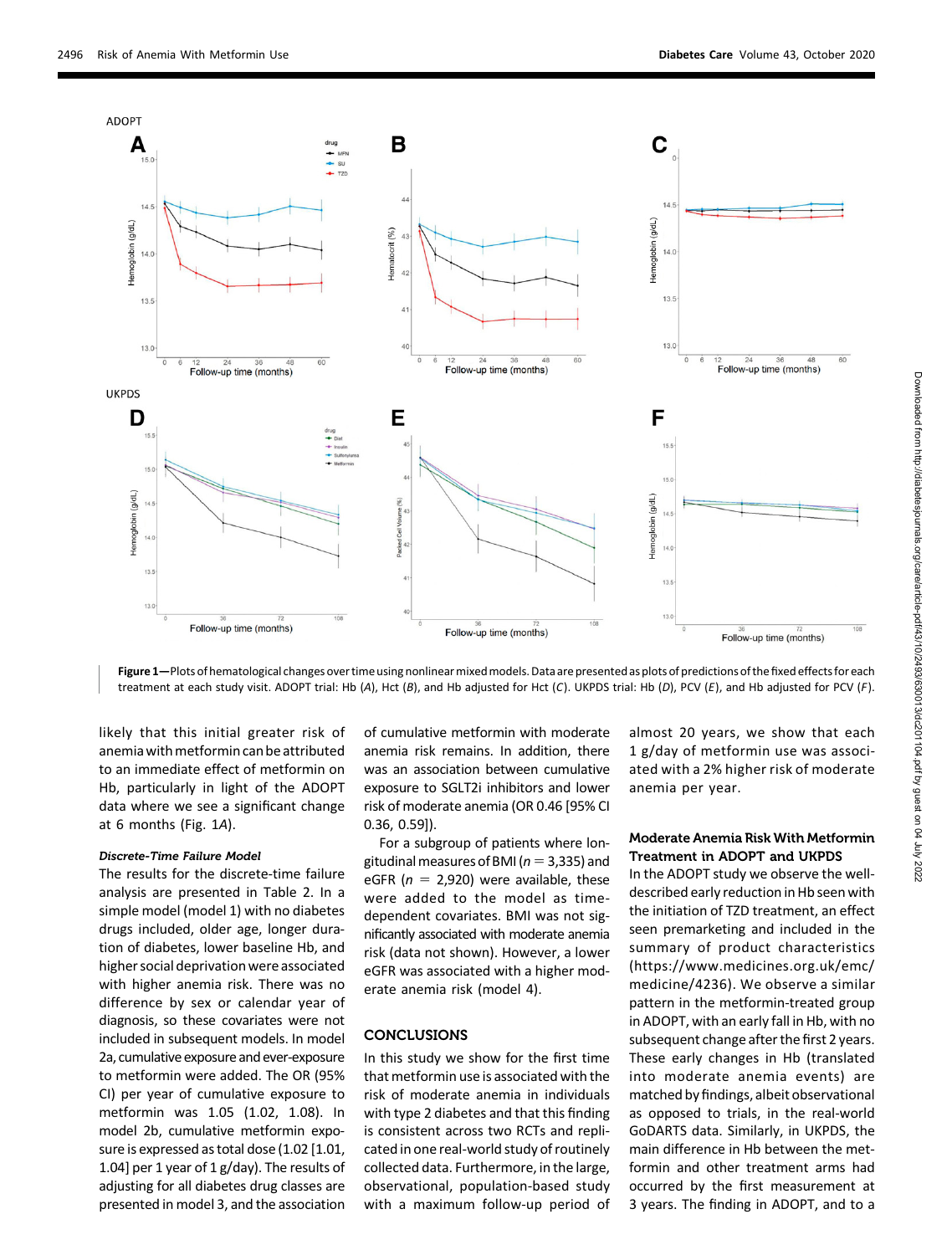**Figure 1**—Plots of hematological changes over time using nonlinear mixed models. Data are presented as plots of predictions of the fixed effects for each treatment at each study visit. ADOPT trial: Hb (*A*), Hct (*B*), and Hb adjusted for Hct (*C*). UKPDS trial: Hb (*D*), PCV (*E*), and Hb adjusted for PCV (*F*).

likely that this initial greater risk of anemia with metformin can be attributed to an immediate effect of metformin on Hb, particularly in light of the ADOPT data where we see a significant change at 6 months (Fig. 1*A*).

### *Discrete-Time Failure Model*

The results for the discrete-time failure analysis are presented in Table 2. In a simple model (model 1) with no diabetes drugs included, older age, longer duration of diabetes, lower baseline Hb, and higher social deprivation were associated with higher anemia risk. There was no difference by sex or calendar year of diagnosis, so these covariates were not included in subsequent models. In model 2a, cumulative exposure and ever-exposure to metformin were added. The OR (95% CI) per year of cumulative exposure to metformin was 1.05 (1.02, 1.08). In model 2b, cumulative metformin exposure is expressed as total dose (1.02 [1.01, 1.04] per 1 year of 1 g/day). The results of adjusting for all diabetes drug classes are presented in model 3, and the association of cumulative metformin with moderate anemia risk remains. In addition, there was an association between cumulative exposure to SGLT2i inhibitors and lower risk of moderate anemia (OR 0.46 [95% CI 0.36, 0.59]).

For a subgroup of patients where longitudinal measures of BMI ($n$ = 3,335) and eGFR ($n$ = 2,920) were available, these were added to the model as time-dependent covariates. BMI was not significantly associated with moderate anemia risk (data not shown). However, a lower eGFR was associated with a higher moderate anemia risk (model 4).

## CONCLUSIONS

In this study we show for the first time that metformin use is associated with the risk of moderate anemia in individuals with type 2 diabetes and that this finding is consistent across two RCTs and replicated in one real-world study of routinely collected data. Furthermore, in the large, observational, population-based study with a maximum follow-up period of almost 20 years, we show that each 1 g/day of metformin use was associated with a 2% higher risk of moderate anemia per year.

### Moderate Anemia Risk With Metformin Treatment in ADOPT and UKPDS

In the ADOPT study we observe the well-described early reduction in Hb seen with the initiation of TZD treatment, an effect seen premarketing and included in the summary of product characteristics (https://www.medicines.org.uk/emc/medicine/4236). We observe a similar pattern in the metformin-treated group in ADOPT, with an early fall in Hb, with no subsequent change after the first 2 years. These early changes in Hb (translated into moderate anemia events) are matched by findings, albeit observational as opposed to trials, in the real-world GoDARTS data. Similarly, in UKPDS, the main difference in Hb between the metformin and other treatment arms had occurred by the first measurement at 3 years. The finding in ADOPT, and to a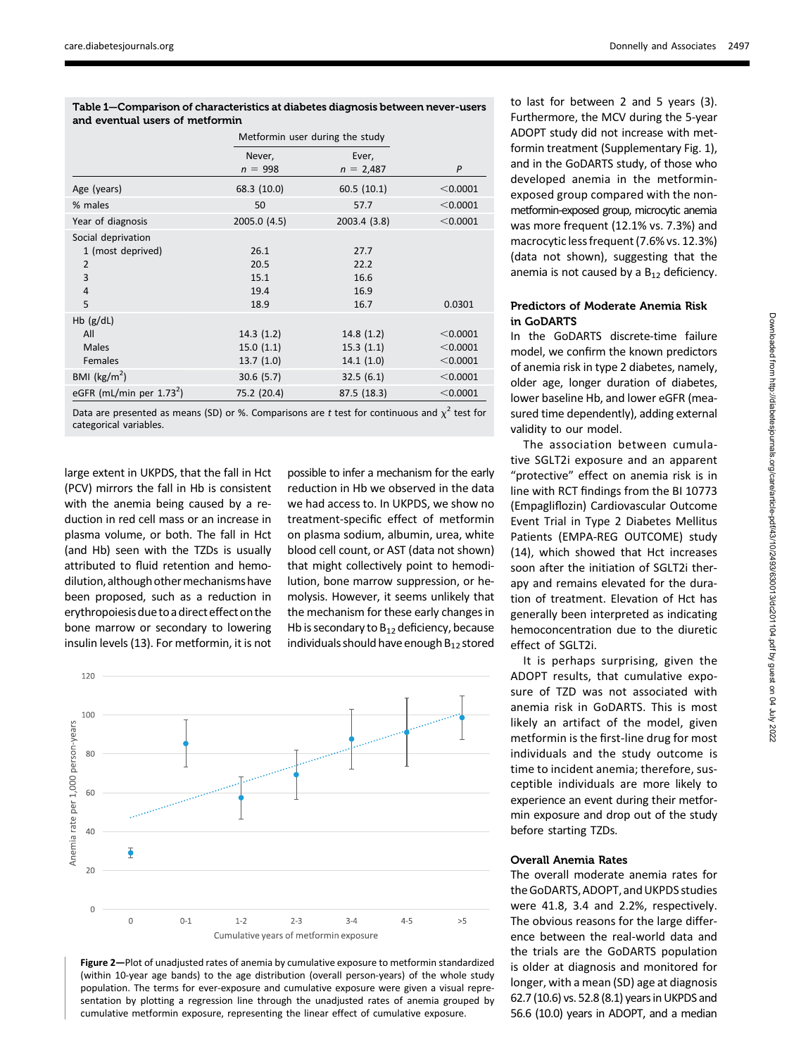**Table 1—Comparison of characteristics at diabetes diagnosis between never-users and eventual users of metformin**

| | Metformin user during the study | | |
|---|---|---|---|
| | Never, $n$ = 998 | Ever, $n$ = 2,487 | $P$ |
| Age (years) | 68.3 (10.0) | 60.5 (10.1) | <0.0001 |
| % males | 50 | 57.7 | <0.0001 |
| Year of diagnosis | 2005.0 (4.5) | 2003.4 (3.8) | <0.0001 |
| Social deprivation | | | |
| 1 (most deprived) | 26.1 | 27.7 | |
| 2 | 20.5 | 22.2 | |
| 3 | 15.1 | 16.6 | |
| 4 | 19.4 | 16.9 | |
| 5 | 18.9 | 16.7 | 0.0301 |
| Hb (g/dL) | | | |
| All | 14.3 (1.2) | 14.8 (1.2) | <0.0001 |
| Males | 15.0 (1.1) | 15.3 (1.1) | <0.0001 |
| Females | 13.7 (1.0) | 14.1 (1.0) | <0.0001 |
| BMI (kg/m$^2$) | 30.6 (5.7) | 32.5 (6.1) | <0.0001 |
| eGFR (mL/min per 1.73$^2$) | 75.2 (20.4) | 87.5 (18.3) | <0.0001 |

Data are presented as means (SD) or %. Comparisons are $t$ test for continuous and $\chi^2$ test for categorical variables.

large extent in UKPDS, that the fall in Hct (PCV) mirrors the fall in Hb is consistent with the anemia being caused by a reduction in red cell mass or an increase in plasma volume, or both. The fall in Hct (and Hb) seen with the TZDs is usually attributed to fluid retention and hemodilution, although other mechanisms have been proposed, such as a reduction in erythropoiesis due to a direct effect on the bone marrow or secondary to lowering insulin levels (13). For metformin, it is not possible to infer a mechanism for the early reduction in Hb we observed in the data we had access to. In UKPDS, we show no treatment-specific effect of metformin on plasma sodium, albumin, urea, white blood cell count, or AST (data not shown) that might collectively point to hemodilution, bone marrow suppression, or hemolysis. However, it seems unlikely that the mechanism for these early changes in Hb is secondary to $B_{12}$ deficiency, because individuals should have enough $B_{12}$ stored to last for between 2 and 5 years (3). Furthermore, the MCV during the 5-year ADOPT study did not increase with metformin treatment (Supplementary Fig. 1), and in the GoDARTS study, of those who developed anemia in the metformin-exposed group compared with the non-metformin-exposed group, microcytic anemia was more frequent (12.1% vs. 7.3%) and macrocytic less frequent (7.6% vs. 12.3%) (data not shown), suggesting that the anemia is not caused by a $B_{12}$ deficiency.

**Figure 2**—Plot of unadjusted rates of anemia by cumulative exposure to metformin standardized (within 10-year age bands) to the age distribution (overall person-years) of the whole study population. The terms for ever-exposure and cumulative exposure were given a visual representation by plotting a regression line through the unadjusted rates of anemia grouped by cumulative metformin exposure, representing the linear effect of cumulative exposure.

### Predictors of Moderate Anemia Risk in GoDARTS

In the GoDARTS discrete-time failure model, we confirm the known predictors of anemia risk in type 2 diabetes, namely, older age, longer duration of diabetes, lower baseline Hb, and lower eGFR (measured time dependently), adding external validity to our model.

The association between cumulative SGLT2i exposure and an apparent "protective" effect on anemia risk is in line with RCT findings from the BI 10773 (Empagliflozin) Cardiovascular Outcome Event Trial in Type 2 Diabetes Mellitus Patients (EMPA-REG OUTCOME) study (14), which showed that Hct increases soon after the initiation of SGLT2i therapy and remains elevated for the duration of treatment. Elevation of Hct has generally been interpreted as indicating hemoconcentration due to the diuretic effect of SGLT2i.

It is perhaps surprising, given the ADOPT results, that cumulative exposure of TZD was not associated with anemia risk in GoDARTS. This is most likely an artifact of the model, given metformin is the first-line drug for most individuals and the study outcome is time to incident anemia; therefore, susceptible individuals are more likely to experience an event during their metformin exposure and drop out of the study before starting TZDs.

### Overall Anemia Rates

The overall moderate anemia rates for the GoDARTS, ADOPT, and UKPDS studies were 41.8, 3.4 and 2.2%, respectively. The obvious reasons for the large difference between the real-world data and the trials are the GoDARTS population is older at diagnosis and monitored for longer, with a mean (SD) age at diagnosis 62.7 (10.6) vs. 52.8 (8.1) years in UKPDS and 56.6 (10.0) years in ADOPT, and a median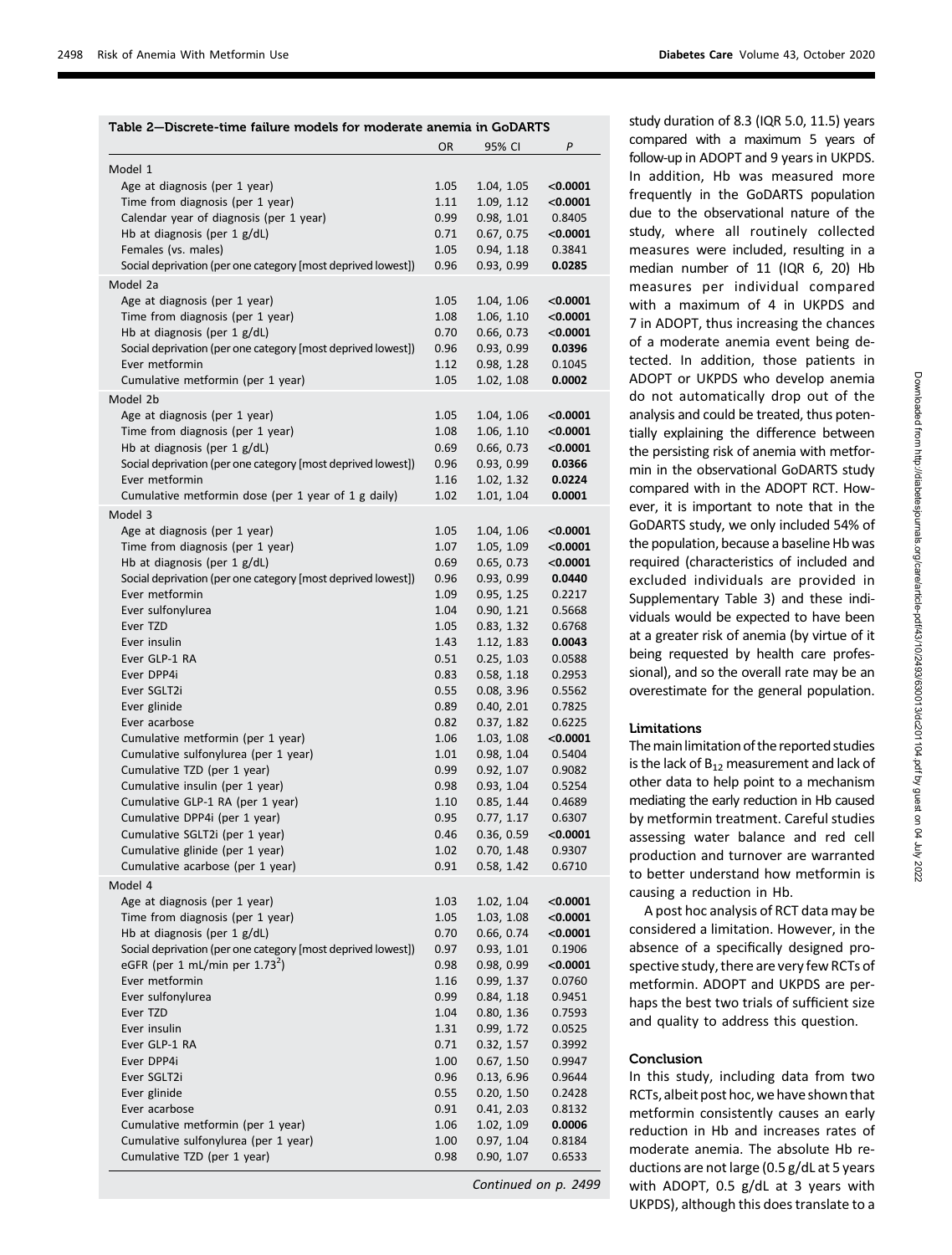**Table 2—Discrete-time failure models for moderate anemia in GoDARTS**

| | OR | 95% CI | *P* |
|---|---|---|---|
| Model 1 | | | |
| Age at diagnosis (per 1 year) | 1.05 | 1.04, 1.05 | **<0.0001** |
| Time from diagnosis (per 1 year) | 1.11 | 1.09, 1.12 | **<0.0001** |
| Calendar year of diagnosis (per 1 year) | 0.99 | 0.98, 1.01 | 0.8405 |
| Hb at diagnosis (per 1 g/dL) | 0.71 | 0.67, 0.75 | **<0.0001** |
| Females (vs. males) | 1.05 | 0.94, 1.18 | 0.3841 |
| Social deprivation (per one category [most deprived lowest]) | 0.96 | 0.93, 0.99 | **0.0285** |
| Model 2a | | | |
| Age at diagnosis (per 1 year) | 1.05 | 1.04, 1.06 | **<0.0001** |
| Time from diagnosis (per 1 year) | 1.08 | 1.06, 1.10 | **<0.0001** |
| Hb at diagnosis (per 1 g/dL) | 0.70 | 0.66, 0.73 | **<0.0001** |
| Social deprivation (per one category [most deprived lowest]) | 0.96 | 0.93, 0.99 | **0.0396** |
| Ever metformin | 1.12 | 0.98, 1.28 | 0.1045 |
| Cumulative metformin (per 1 year) | 1.05 | 1.02, 1.08 | **0.0002** |
| Model 2b | | | |
| Age at diagnosis (per 1 year) | 1.05 | 1.04, 1.06 | **<0.0001** |
| Time from diagnosis (per 1 year) | 1.08 | 1.06, 1.10 | **<0.0001** |
| Hb at diagnosis (per 1 g/dL) | 0.69 | 0.66, 0.73 | **<0.0001** |
| Social deprivation (per one category [most deprived lowest]) | 0.96 | 0.93, 0.99 | **0.0366** |
| Ever metformin | 1.16 | 1.02, 1.32 | **0.0224** |
| Cumulative metformin dose (per 1 year of 1 g daily) | 1.02 | 1.01, 1.04 | **0.0001** |
| Model 3 | | | |
| Age at diagnosis (per 1 year) | 1.05 | 1.04, 1.06 | **<0.0001** |
| Time from diagnosis (per 1 year) | 1.07 | 1.05, 1.09 | **<0.0001** |
| Hb at diagnosis (per 1 g/dL) | 0.69 | 0.65, 0.73 | **<0.0001** |
| Social deprivation (per one category [most deprived lowest]) | 0.96 | 0.93, 0.99 | **0.0440** |
| Ever metformin | 1.09 | 0.95, 1.25 | 0.2217 |
| Ever sulfonylurea | 1.04 | 0.90, 1.21 | 0.5668 |
| Ever TZD | 1.05 | 0.83, 1.32 | 0.6768 |
| Ever insulin | 1.43 | 1.12, 1.83 | **0.0043** |
| Ever GLP-1 RA | 0.51 | 0.25, 1.03 | 0.0588 |
| Ever DPP4i | 0.83 | 0.58, 1.18 | 0.2953 |
| Ever SGLT2i | 0.55 | 0.08, 3.96 | 0.5562 |
| Ever glinide | 0.89 | 0.40, 2.01 | 0.7825 |
| Ever acarbose | 0.82 | 0.37, 1.82 | 0.6225 |
| Cumulative metformin (per 1 year) | 1.06 | 1.03, 1.08 | **<0.0001** |
| Cumulative sulfonylurea (per 1 year) | 1.01 | 0.98, 1.04 | 0.5404 |
| Cumulative TZD (per 1 year) | 0.99 | 0.92, 1.07 | 0.9082 |
| Cumulative insulin (per 1 year) | 0.98 | 0.93, 1.04 | 0.5254 |
| Cumulative GLP-1 RA (per 1 year) | 1.10 | 0.85, 1.44 | 0.4689 |
| Cumulative DPP4i (per 1 year) | 0.95 | 0.77, 1.17 | 0.6307 |
| Cumulative SGLT2i (per 1 year) | 0.46 | 0.36, 0.59 | **<0.0001** |
| Cumulative glinide (per 1 year) | 1.02 | 0.70, 1.48 | 0.9307 |
| Cumulative acarbose (per 1 year) | 0.91 | 0.58, 1.42 | 0.6710 |
| Model 4 | | | |
| Age at diagnosis (per 1 year) | 1.03 | 1.02, 1.04 | **<0.0001** |
| Time from diagnosis (per 1 year) | 1.05 | 1.03, 1.08 | **<0.0001** |
| Hb at diagnosis (per 1 g/dL) | 0.70 | 0.66, 0.74 | **<0.0001** |
| Social deprivation (per one category [most deprived lowest]) | 0.97 | 0.93, 1.01 | 0.1906 |
| eGFR (per 1 mL/min per $1.73^2$) | 0.98 | 0.98, 0.99 | **<0.0001** |
| Ever metformin | 1.16 | 0.99, 1.37 | 0.0760 |
| Ever sulfonylurea | 0.99 | 0.84, 1.18 | 0.9451 |
| Ever TZD | 1.04 | 0.80, 1.36 | 0.7593 |
| Ever insulin | 1.31 | 0.99, 1.72 | 0.0525 |
| Ever GLP-1 RA | 0.71 | 0.32, 1.57 | 0.3992 |
| Ever DPP4i | 1.00 | 0.67, 1.50 | 0.9947 |
| Ever SGLT2i | 0.96 | 0.13, 6.96 | 0.9644 |
| Ever glinide | 0.55 | 0.20, 1.50 | 0.2428 |
| Ever acarbose | 0.91 | 0.41, 2.03 | 0.8132 |
| Cumulative metformin (per 1 year) | 1.06 | 1.02, 1.09 | **0.0006** |
| Cumulative sulfonylurea (per 1 year) | 1.00 | 0.97, 1.04 | 0.8184 |
| Cumulative TZD (per 1 year) | 0.98 | 0.90, 1.07 | 0.6533 |

*Continued on p. 2499*

study duration of 8.3 (IQR 5.0, 11.5) years compared with a maximum 5 years of follow-up in ADOPT and 9 years in UKPDS. In addition, Hb was measured more frequently in the GoDARTS population due to the observational nature of the study, where all routinely collected measures were included, resulting in a median number of 11 (IQR 6, 20) Hb measures per individual compared with a maximum of 4 in UKPDS and 7 in ADOPT, thus increasing the chances of a moderate anemia event being detected. In addition, those patients in ADOPT or UKPDS who develop anemia do not automatically drop out of the analysis and could be treated, thus potentially explaining the difference between the persisting risk of anemia with metformin in the observational GoDARTS study compared with in the ADOPT RCT. However, it is important to note that in the GoDARTS study, we only included 54% of the population, because a baseline Hb was required (characteristics of included and excluded individuals are provided in Supplementary Table 3) and these individuals would be expected to have been at a greater risk of anemia (by virtue of it being requested by health care professional), and so the overall rate may be an overestimate for the general population.

### Limitations

The main limitation of the reported studies is the lack of $B_{12}$ measurement and lack of other data to help point to a mechanism mediating the early reduction in Hb caused by metformin treatment. Careful studies assessing water balance and red cell production and turnover are warranted to better understand how metformin is causing a reduction in Hb.

A post hoc analysis of RCT data may be considered a limitation. However, in the absence of a specifically designed prospective study, there are very few RCTs of metformin. ADOPT and UKPDS are perhaps the best two trials of sufficient size and quality to address this question.

## Conclusion

In this study, including data from two RCTs, albeit post hoc, we have shown that metformin consistently causes an early reduction in Hb and increases rates of moderate anemia. The absolute Hb reductions are not large (0.5 g/dL at 5 years with ADOPT, 0.5 g/dL at 3 years with UKPDS), although this does translate to a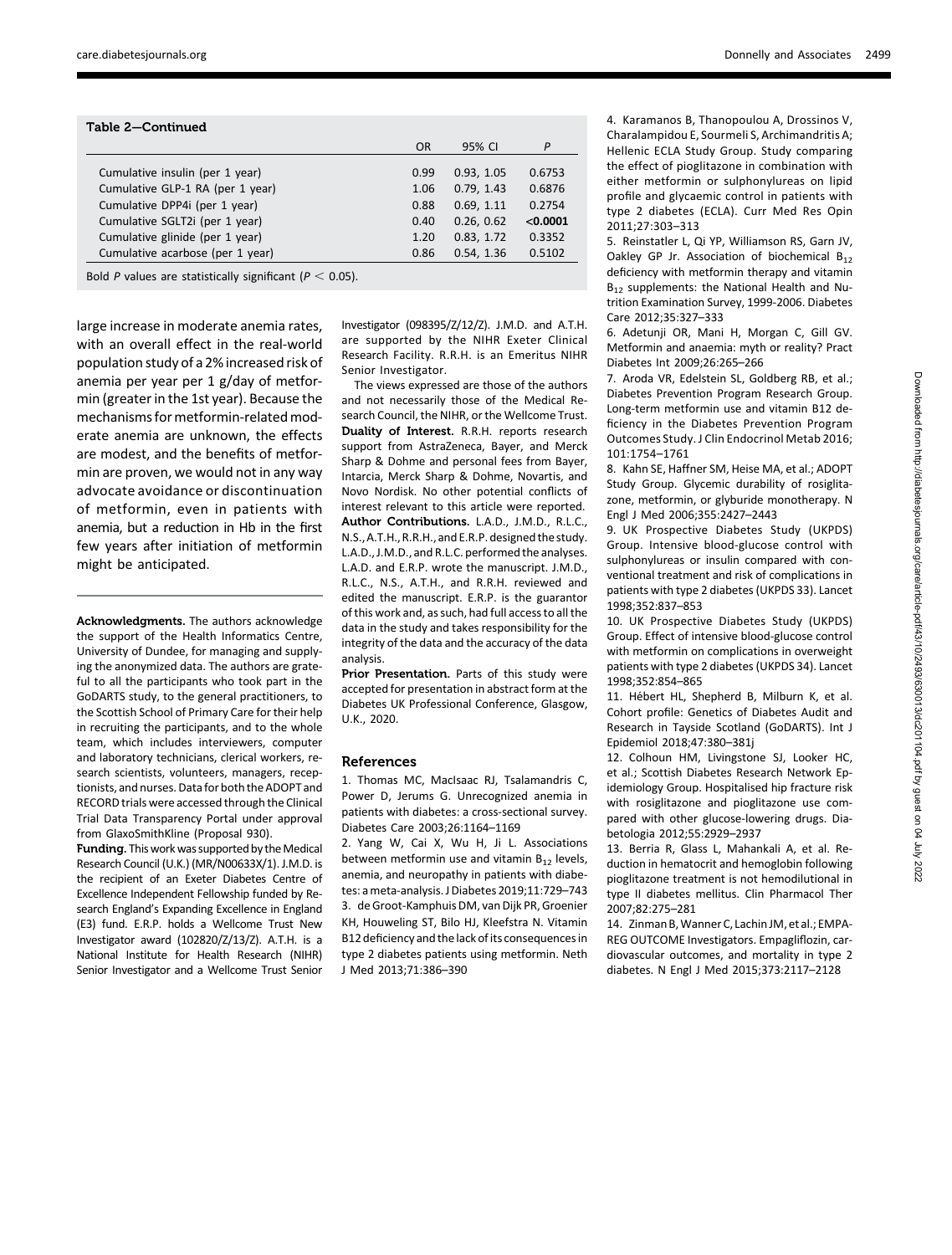**Table 2—Continued**

| | OR | 95% CI | P |
|---|---|---|---|
| Cumulative insulin (per 1 year) | 0.99 | 0.93, 1.05 | 0.6753 |
| Cumulative GLP-1 RA (per 1 year) | 1.06 | 0.79, 1.43 | 0.6876 |
| Cumulative DPP4i (per 1 year) | 0.88 | 0.69, 1.11 | 0.2754 |
| Cumulative SGLT2i (per 1 year) | 0.40 | 0.26, 0.62 | **<0.0001** |
| Cumulative glinide (per 1 year) | 1.20 | 0.83, 1.72 | 0.3352 |
| Cumulative acarbose (per 1 year) | 0.86 | 0.54, 1.36 | 0.5102 |

Bold *P* values are statistically significant ($P < 0.05$).

large increase in moderate anemia rates, with an overall effect in the real-world population study of a 2% increased risk of anemia per year per 1 g/day of metformin (greater in the 1st year). Because the mechanisms for metformin-related moderate anemia are unknown, the effects are modest, and the benefits of metformin are proven, we would not in any way advocate avoidance or discontinuation of metformin, even in patients with anemia, but a reduction in Hb in the first few years after initiation of metformin might be anticipated.

**Acknowledgments.** The authors acknowledge the support of the Health Informatics Centre, University of Dundee, for managing and supplying the anonymized data. The authors are grateful to all the participants who took part in the GoDARTS study, to the general practitioners, to the Scottish School of Primary Care for their help in recruiting the participants, and to the whole team, which includes interviewers, computer and laboratory technicians, clerical workers, research scientists, volunteers, managers, receptionists, and nurses. Data for both the ADOPT and RECORD trials were accessed through the Clinical Trial Data Transparency Portal under approval from GlaxoSmithKline (Proposal 930).

**Funding.** This work was supported by the Medical Research Council (U.K.) (MR/N00633X/1). J.M.D. is the recipient of an Exeter Diabetes Centre of Excellence Independent Fellowship funded by Research England's Expanding Excellence in England (E3) fund. E.R.P. holds a Wellcome Trust New Investigator award (102820/Z/13/Z). A.T.H. is a National Institute for Health Research (NIHR) Senior Investigator and a Wellcome Trust Senior Investigator (098395/Z/12/Z). J.M.D. and A.T.H. are supported by the NIHR Exeter Clinical Research Facility. R.R.H. is an Emeritus NIHR Senior Investigator.

The views expressed are those of the authors and not necessarily those of the Medical Research Council, the NIHR, or the Wellcome Trust.

**Duality of Interest.** R.R.H. reports research support from AstraZeneca, Bayer, and Merck Sharp & Dohme and personal fees from Bayer, Intarcia, Merck Sharp & Dohme, Novartis, and Novo Nordisk. No other potential conflicts of interest relevant to this article were reported.

**Author Contributions.** L.A.D., J.M.D., R.L.C., N.S., A.T.H., R.R.H., and E.R.P. designed the study. L.A.D., J.M.D., and R.L.C. performed the analyses. L.A.D. and E.R.P. wrote the manuscript. J.M.D., R.L.C., N.S., A.T.H., and R.R.H. reviewed and edited the manuscript. E.R.P. is the guarantor of this work and, as such, had full access to all the data in the study and takes responsibility for the integrity of the data and the accuracy of the data analysis.

**Prior Presentation.** Parts of this study were accepted for presentation in abstract form at the Diabetes UK Professional Conference, Glasgow, U.K., 2020.

## References

1. Thomas MC, MacIsaac RJ, Tsalamandris C, Power D, Jerums G. Unrecognized anemia in patients with diabetes: a cross-sectional survey. Diabetes Care 2003;26:1164–1169
2. Yang W, Cai X, Wu H, Ji L. Associations between metformin use and vitamin $B_{12}$ levels, anemia, and neuropathy in patients with diabetes: a meta-analysis. J Diabetes 2019;11:729–743
3. de Groot-Kamphuis DM, van Dijk PR, Groenier KH, Houweling ST, Bilo HJ, Kleefstra N. Vitamin B12 deficiency and the lack of its consequences in type 2 diabetes patients using metformin. Neth J Med 2013;71:386–390
4. Karamanos B, Thanopoulou A, Drossinos V, Charalampidou E, Sourmeli S, Archimandritis A; Hellenic ECLA Study Group. Study comparing the effect of pioglitazone in combination with either metformin or sulphonylureas on lipid profile and glycaemic control in patients with type 2 diabetes (ECLA). Curr Med Res Opin 2011;27:303–313
5. Reinstatler L, Qi YP, Williamson RS, Garn JV, Oakley GP Jr. Association of biochemical $B_{12}$ deficiency with metformin therapy and vitamin $B_{12}$ supplements: the National Health and Nutrition Examination Survey, 1999-2006. Diabetes Care 2012;35:327–333
6. Adetunji OR, Mani H, Morgan C, Gill GV. Metformin and anaemia: myth or reality? Pract Diabetes Int 2009;26:265–266
7. Aroda VR, Edelstein SL, Goldberg RB, et al.; Diabetes Prevention Program Research Group. Long-term metformin use and vitamin B12 deficiency in the Diabetes Prevention Program Outcomes Study. J Clin Endocrinol Metab 2016; 101:1754–1761
8. Kahn SE, Haffner SM, Heise MA, et al.; ADOPT Study Group. Glycemic durability of rosiglitazone, metformin, or glyburide monotherapy. N Engl J Med 2006;355:2427–2443
9. UK Prospective Diabetes Study (UKPDS) Group. Intensive blood-glucose control with sulphonylureas or insulin compared with conventional treatment and risk of complications in patients with type 2 diabetes (UKPDS 33). Lancet 1998;352:837–853
10. UK Prospective Diabetes Study (UKPDS) Group. Effect of intensive blood-glucose control with metformin on complications in overweight patients with type 2 diabetes (UKPDS 34). Lancet 1998;352:854–865
11. Hébert HL, Shepherd B, Milburn K, et al. Cohort profile: Genetics of Diabetes Audit and Research in Tayside Scotland (GoDARTS). Int J Epidemiol 2018;47:380–381j
12. Colhoun HM, Livingstone SJ, Looker HC, et al.; Scottish Diabetes Research Network Epidemiology Group. Hospitalised hip fracture risk with rosiglitazone and pioglitazone use compared with other glucose-lowering drugs. Diabetologia 2012;55:2929–2937
13. Berria R, Glass L, Mahankali A, et al. Reduction in hematocrit and hemoglobin following pioglitazone treatment is not hemodilutional in type II diabetes mellitus. Clin Pharmacol Ther 2007;82:275–281
14. Zinman B, Wanner C, Lachin JM, et al.; EMPA-REG OUTCOME Investigators. Empagliflozin, cardiovascular outcomes, and mortality in type 2 diabetes. N Engl J Med 2015;373:2117–2128